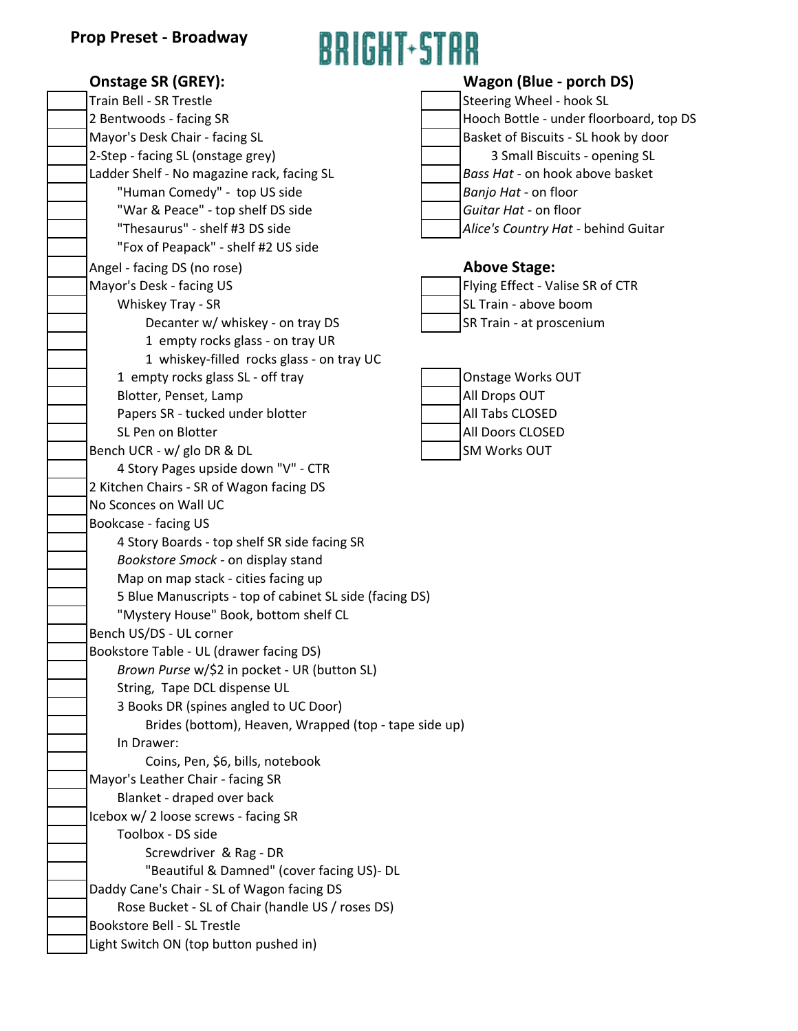**Prop Preset - Broadway**

# BRIGHT STAR

### Onstage SR (GREY):

- [ ] Train Bell - SR Trestle
- [ ] 2 Bentwoods - facing SR
- [ ] Mayor's Desk Chair - facing SL
- [ ] 2-Step - facing SL (onstage grey)
- [ ] Ladder Shelf - No magazine rack, facing SL
    - [ ] "Human Comedy" - top US side
    - [ ] "War & Peace" - top shelf DS side
    - [ ] "Thesaurus" - shelf #3 DS side
    - [ ] "Fox of Peapack" - shelf #2 US side
- [ ] Angel - facing DS (no rose)
- [ ] Mayor's Desk - facing US
    - [ ] Whiskey Tray - SR
        - [ ] Decanter w/ whiskey - on tray DS
        - [ ] 1 empty rocks glass - on tray UR
        - [ ] 1 whiskey-filled rocks glass - on tray UC
    - [ ] 1 empty rocks glass SL - off tray
    - [ ] Blotter, Penset, Lamp
    - [ ] Papers SR - tucked under blotter
    - [ ] SL Pen on Blotter
- [ ] Bench UCR - w/ glo DR & DL
    - [ ] 4 Story Pages upside down "V" - CTR
- [ ] 2 Kitchen Chairs - SR of Wagon facing DS
- [ ] No Sconces on Wall UC
- [ ] Bookcase - facing US
    - [ ] 4 Story Boards - top shelf SR side facing SR
    - [ ] *Bookstore Smock* - on display stand
    - [ ] Map on map stack - cities facing up
    - [ ] 5 Blue Manuscripts - top of cabinet SL side (facing DS)
    - [ ] "Mystery House" Book, bottom shelf CL
- [ ] Bench US/DS - UL corner
- [ ] Bookstore Table - UL (drawer facing DS)
    - [ ] *Brown Purse* w/$2 in pocket - UR (button SL)
    - [ ] String, Tape DCL dispense UL
    - [ ] 3 Books DR (spines angled to UC Door)
        - [ ] Brides (bottom), Heaven, Wrapped (top - tape side up)
    - [ ] In Drawer:
        - [ ] Coins, Pen, $6, bills, notebook
- [ ] Mayor's Leather Chair - facing SR
    - [ ] Blanket - draped over back
- [ ] Icebox w/ 2 loose screws - facing SR
    - [ ] Toolbox - DS side
        - [ ] Screwdriver & Rag - DR
        - [ ] "Beautiful & Damned" (cover facing US)- DL
- [ ] Daddy Cane's Chair - SL of Wagon facing DS
    - [ ] Rose Bucket - SL of Chair (handle US / roses DS)
- [ ] Bookstore Bell - SL Trestle
- [ ] Light Switch ON (top button pushed in)

### Wagon (Blue - porch DS)

- [ ] Steering Wheel - hook SL
- [ ] Hooch Bottle - under floorboard, top DS
- [ ] Basket of Biscuits - SL hook by door
    - [ ] 3 Small Biscuits - opening SL
- [ ] *Bass Hat* - on hook above basket
- [ ] *Banjo Hat* - on floor
- [ ] *Guitar Hat* - on floor
- [ ] *Alice's Country Hat* - behind Guitar

### Above Stage:

- [ ] Flying Effect - Valise SR of CTR
- [ ] SL Train - above boom
- [ ] SR Train - at proscenium

- [ ] Onstage Works OUT
- [ ] All Drops OUT
- [ ] All Tabs CLOSED
- [ ] All Doors CLOSED
- [ ] SM Works OUT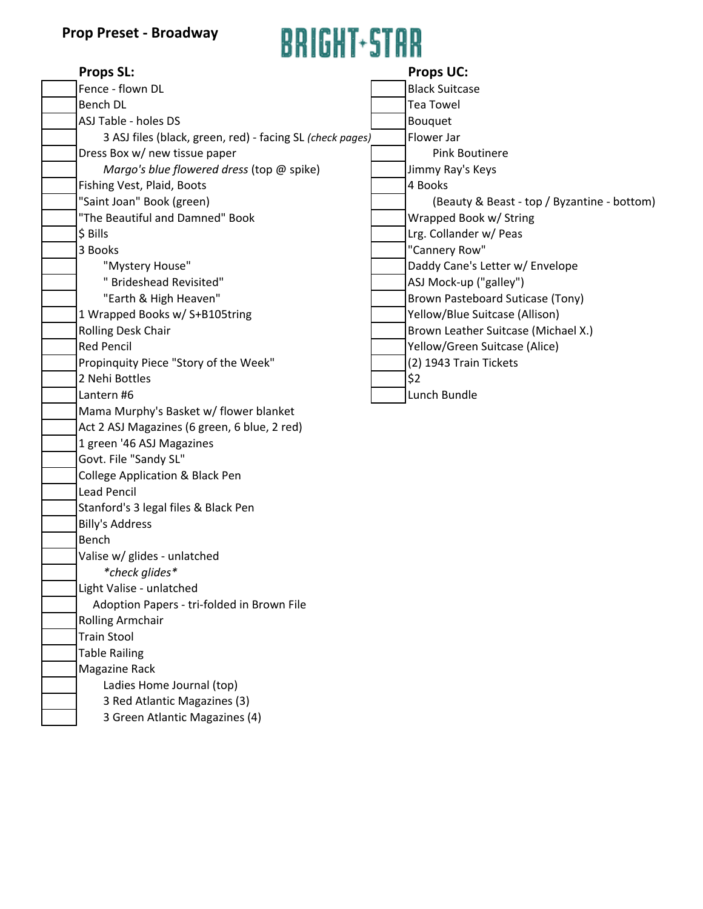**Prop Preset - Broadway**

# BRIGHT✦STAR

## Props SL:

- [ ] Fence - flown DL
- [ ] Bench DL
- [ ] ASJ Table - holes DS
  - [ ] 3 ASJ files (black, green, red) - facing SL *(check pages)*
- [ ] Dress Box w/ new tissue paper
  - [ ] *Margo's blue flowered dress* (top @ spike)
- [ ] Fishing Vest, Plaid, Boots
- [ ] "Saint Joan" Book (green)
- [ ] "The Beautiful and Damned" Book
- [ ] $ Bills
- [ ] 3 Books
  - [ ] "Mystery House"
  - [ ] " Brideshead Revisited"
  - [ ] "Earth & High Heaven"
- [ ] 1 Wrapped Books w/ S+B105tring
- [ ] Rolling Desk Chair
- [ ] Red Pencil
- [ ] Propinquity Piece "Story of the Week"
- [ ] 2 Nehi Bottles
- [ ] Lantern #6
- [ ] Mama Murphy's Basket w/ flower blanket
- [ ] Act 2 ASJ Magazines (6 green, 6 blue, 2 red)
- [ ] 1 green '46 ASJ Magazines
- [ ] Govt. File "Sandy SL"
- [ ] College Application & Black Pen
- [ ] Lead Pencil
- [ ] Stanford's 3 legal files & Black Pen
- [ ] Billy's Address
- [ ] Bench
- [ ] Valise w/ glides - unlatched
  - [ ] *\*check glides\**
- [ ] Light Valise - unlatched
  - [ ] Adoption Papers - tri-folded in Brown File
- [ ] Rolling Armchair
- [ ] Train Stool
- [ ] Table Railing
- [ ] Magazine Rack
  - [ ] Ladies Home Journal (top)
  - [ ] 3 Red Atlantic Magazines (3)
  - [ ] 3 Green Atlantic Magazines (4)

## Props UC:

- [ ] Black Suitcase
- [ ] Tea Towel
- [ ] Bouquet
- [ ] Flower Jar
  - [ ] Pink Boutinere
- [ ] Jimmy Ray's Keys
- [ ] 4 Books
  - [ ] (Beauty & Beast - top / Byzantine - bottom)
- [ ] Wrapped Book w/ String
- [ ] Lrg. Collander w/ Peas
- [ ] "Cannery Row"
- [ ] Daddy Cane's Letter w/ Envelope
- [ ] ASJ Mock-up ("galley")
- [ ] Brown Pasteboard Suticase (Tony)
- [ ] Yellow/Blue Suitcase (Allison)
- [ ] Brown Leather Suitcase (Michael X.)
- [ ] Yellow/Green Suitcase (Alice)
- [ ] (2) 1943 Train Tickets
- [ ] $2
- [ ] Lunch Bundle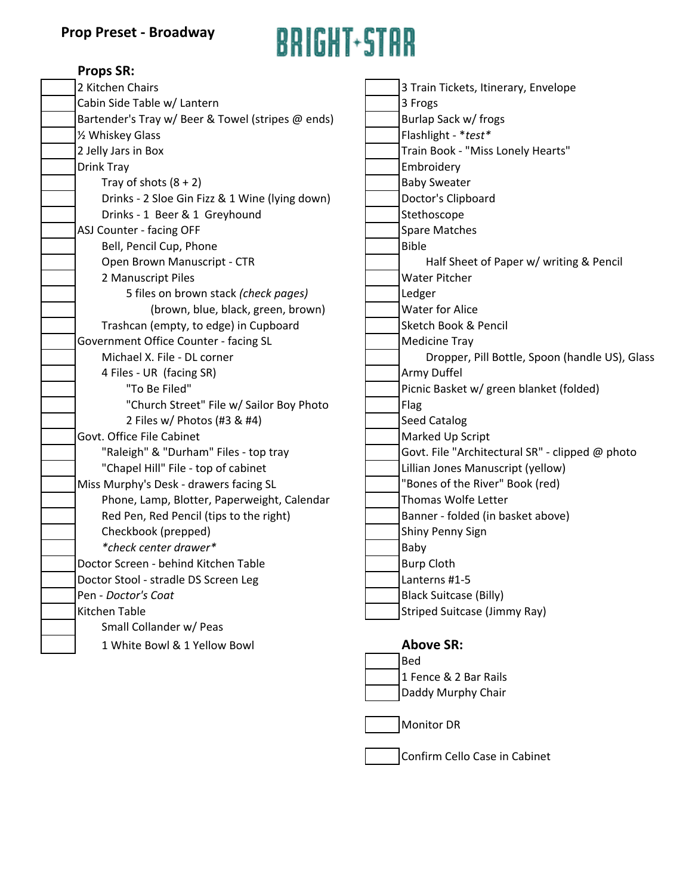## Prop Preset - Broadway

BRIGHT STAR

### Props SR:

- [ ] 2 Kitchen Chairs
- [ ] Cabin Side Table w/ Lantern
- [ ] Bartender's Tray w/ Beer & Towel (stripes @ ends)
- [ ] ½ Whiskey Glass
- [ ] 2 Jelly Jars in Box
- [ ] Drink Tray
  - [ ] Tray of shots (8 + 2)
  - [ ] Drinks - 2 Sloe Gin Fizz & 1 Wine (lying down)
  - [ ] Drinks - 1 Beer & 1 Greyhound
- [ ] ASJ Counter - facing OFF
  - [ ] Bell, Pencil Cup, Phone
  - [ ] Open Brown Manuscript - CTR
  - [ ] 2 Manuscript Piles
    - [ ] 5 files on brown stack *(check pages)*
      - [ ] (brown, blue, black, green, brown)
  - [ ] Trashcan (empty, to edge) in Cupboard
- [ ] Government Office Counter - facing SL
  - [ ] Michael X. File - DL corner
  - [ ] 4 Files - UR (facing SR)
    - [ ] "To Be Filed"
    - [ ] "Church Street" File w/ Sailor Boy Photo
    - [ ] 2 Files w/ Photos (#3 & #4)
- [ ] Govt. Office File Cabinet
  - [ ] "Raleigh" & "Durham" Files - top tray
  - [ ] "Chapel Hill" File - top of cabinet
- [ ] Miss Murphy's Desk - drawers facing SL
  - [ ] Phone, Lamp, Blotter, Paperweight, Calendar
  - [ ] Red Pen, Red Pencil (tips to the right)
  - [ ] Checkbook (prepped)
  - [ ] **check center drawer**
- [ ] Doctor Screen - behind Kitchen Table
- [ ] Doctor Stool - stradle DS Screen Leg
- [ ] Pen - *Doctor's Coat*
- [ ] Kitchen Table
  - [ ] Small Collander w/ Peas
  - [ ] 1 White Bowl & 1 Yellow Bowl

- [ ] 3 Train Tickets, Itinerary, Envelope
- [ ] 3 Frogs
- [ ] Burlap Sack w/ frogs
- [ ] Flashlight - *test*
- [ ] Train Book - "Miss Lonely Hearts"
- [ ] Embroidery
- [ ] Baby Sweater
- [ ] Doctor's Clipboard
- [ ] Stethoscope
- [ ] Spare Matches
- [ ] Bible
  - [ ] Half Sheet of Paper w/ writing & Pencil
- [ ] Water Pitcher
- [ ] Ledger
- [ ] Water for Alice
- [ ] Sketch Book & Pencil
- [ ] Medicine Tray
  - [ ] Dropper, Pill Bottle, Spoon (handle US), Glass
- [ ] Army Duffel
- [ ] Picnic Basket w/ green blanket (folded)
- [ ] Flag
- [ ] Seed Catalog
- [ ] Marked Up Script
- [ ] Govt. File "Architectural SR" - clipped @ photo
- [ ] Lillian Jones Manuscript (yellow)
- [ ] "Bones of the River" Book (red)
- [ ] Thomas Wolfe Letter
- [ ] Banner - folded (in basket above)
- [ ] Shiny Penny Sign
- [ ] Baby
- [ ] Burp Cloth
- [ ] Lanterns #1-5
- [ ] Black Suitcase (Billy)
- [ ] Striped Suitcase (Jimmy Ray)

### Above SR:

- [ ] Bed
- [ ] 1 Fence & 2 Bar Rails
- [ ] Daddy Murphy Chair

- [ ] Monitor DR

- [ ] Confirm Cello Case in Cabinet